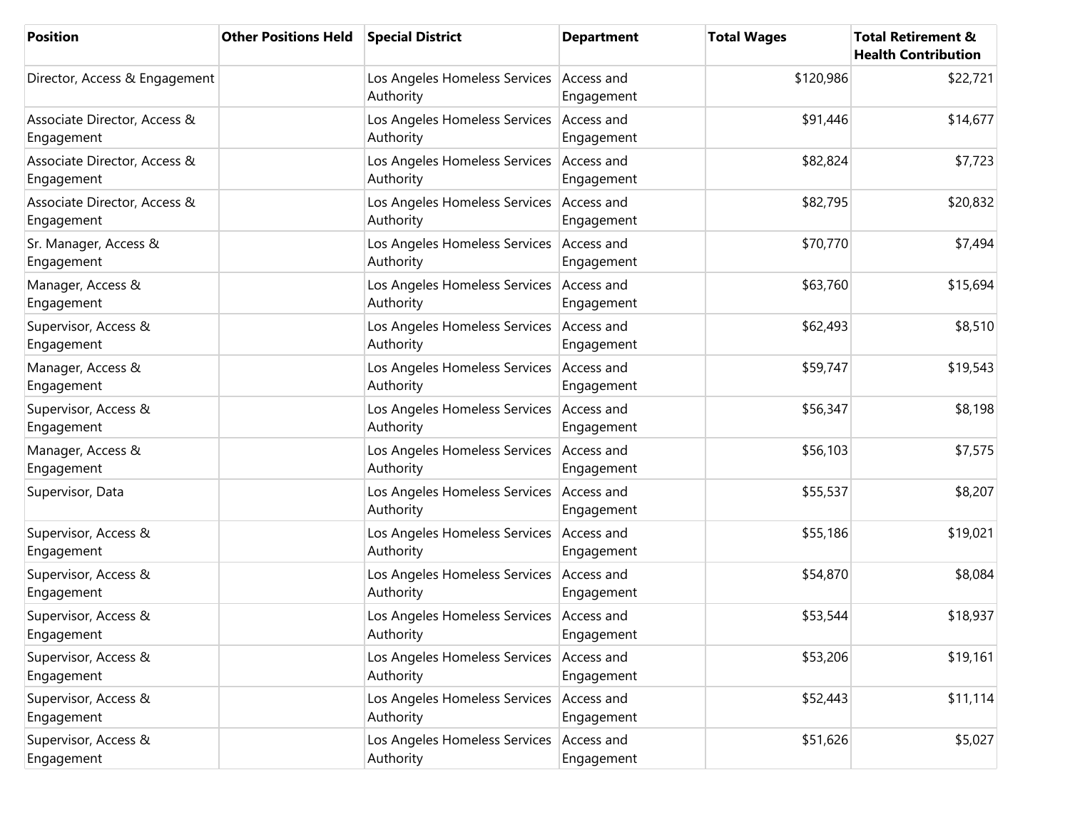| Position | Other Positions Held | Special District | Department | Total Wages | Total Retirement & Health Contribution |
|---|---|---|---|---|---|
| Director, Access & Engagement | | Los Angeles Homeless Services Authority | Access and Engagement | $120,986 | $22,721 |
| Associate Director, Access & Engagement | | Los Angeles Homeless Services Authority | Access and Engagement | $91,446 | $14,677 |
| Associate Director, Access & Engagement | | Los Angeles Homeless Services Authority | Access and Engagement | $82,824 | $7,723 |
| Associate Director, Access & Engagement | | Los Angeles Homeless Services Authority | Access and Engagement | $82,795 | $20,832 |
| Sr. Manager, Access & Engagement | | Los Angeles Homeless Services Authority | Access and Engagement | $70,770 | $7,494 |
| Manager, Access & Engagement | | Los Angeles Homeless Services Authority | Access and Engagement | $63,760 | $15,694 |
| Supervisor, Access & Engagement | | Los Angeles Homeless Services Authority | Access and Engagement | $62,493 | $8,510 |
| Manager, Access & Engagement | | Los Angeles Homeless Services Authority | Access and Engagement | $59,747 | $19,543 |
| Supervisor, Access & Engagement | | Los Angeles Homeless Services Authority | Access and Engagement | $56,347 | $8,198 |
| Manager, Access & Engagement | | Los Angeles Homeless Services Authority | Access and Engagement | $56,103 | $7,575 |
| Supervisor, Data | | Los Angeles Homeless Services Authority | Access and Engagement | $55,537 | $8,207 |
| Supervisor, Access & Engagement | | Los Angeles Homeless Services Authority | Access and Engagement | $55,186 | $19,021 |
| Supervisor, Access & Engagement | | Los Angeles Homeless Services Authority | Access and Engagement | $54,870 | $8,084 |
| Supervisor, Access & Engagement | | Los Angeles Homeless Services Authority | Access and Engagement | $53,544 | $18,937 |
| Supervisor, Access & Engagement | | Los Angeles Homeless Services Authority | Access and Engagement | $53,206 | $19,161 |
| Supervisor, Access & Engagement | | Los Angeles Homeless Services Authority | Access and Engagement | $52,443 | $11,114 |
| Supervisor, Access & Engagement | | Los Angeles Homeless Services Authority | Access and Engagement | $51,626 | $5,027 |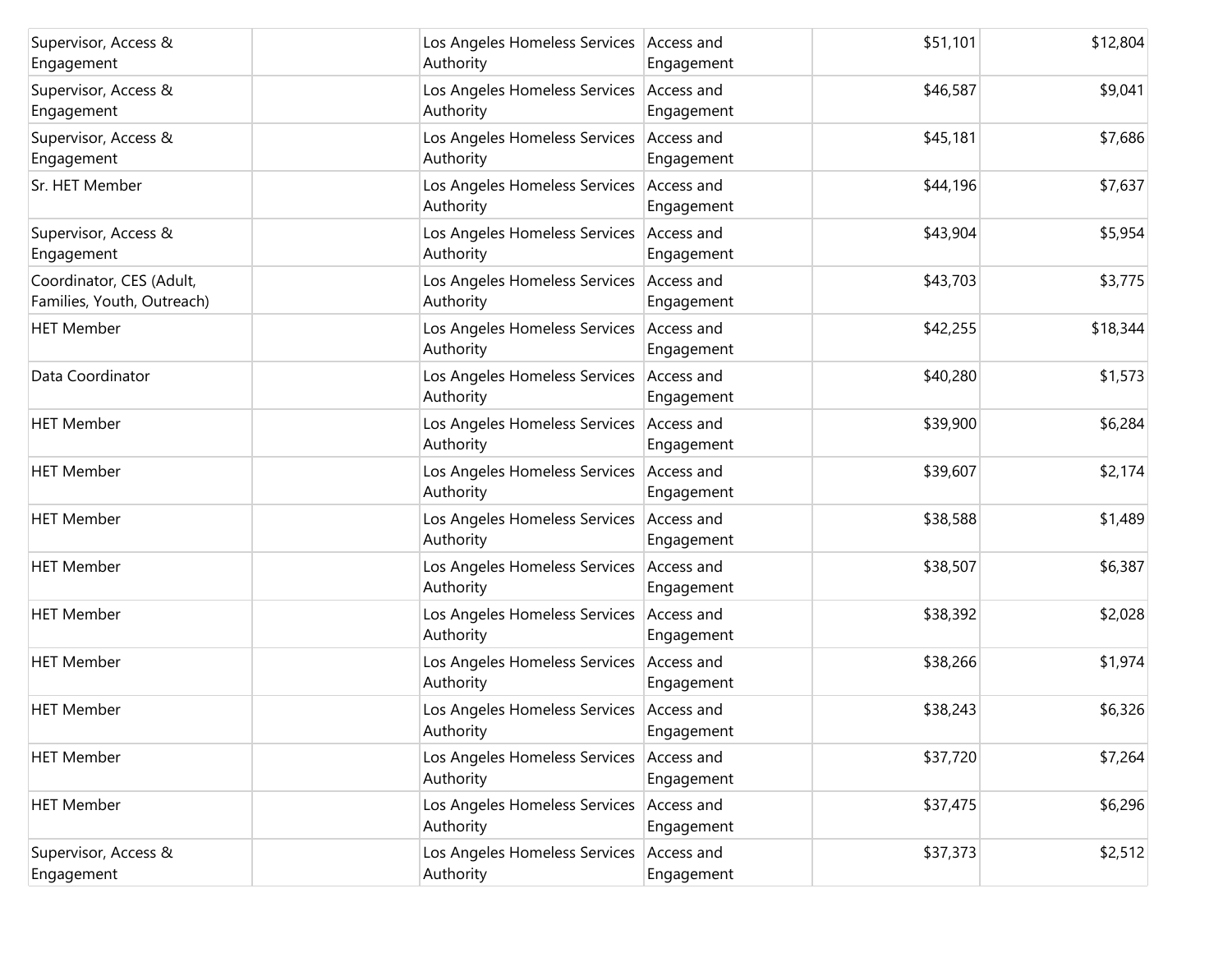| | | | | | |
|---|---|---|---|---|---|
| Supervisor, Access & Engagement | | Los Angeles Homeless Services Authority | Access and Engagement | $51,101 | $12,804 |
| Supervisor, Access & Engagement | | Los Angeles Homeless Services Authority | Access and Engagement | $46,587 | $9,041 |
| Supervisor, Access & Engagement | | Los Angeles Homeless Services Authority | Access and Engagement | $45,181 | $7,686 |
| Sr. HET Member | | Los Angeles Homeless Services Authority | Access and Engagement | $44,196 | $7,637 |
| Supervisor, Access & Engagement | | Los Angeles Homeless Services Authority | Access and Engagement | $43,904 | $5,954 |
| Coordinator, CES (Adult, Families, Youth, Outreach) | | Los Angeles Homeless Services Authority | Access and Engagement | $43,703 | $3,775 |
| HET Member | | Los Angeles Homeless Services Authority | Access and Engagement | $42,255 | $18,344 |
| Data Coordinator | | Los Angeles Homeless Services Authority | Access and Engagement | $40,280 | $1,573 |
| HET Member | | Los Angeles Homeless Services Authority | Access and Engagement | $39,900 | $6,284 |
| HET Member | | Los Angeles Homeless Services Authority | Access and Engagement | $39,607 | $2,174 |
| HET Member | | Los Angeles Homeless Services Authority | Access and Engagement | $38,588 | $1,489 |
| HET Member | | Los Angeles Homeless Services Authority | Access and Engagement | $38,507 | $6,387 |
| HET Member | | Los Angeles Homeless Services Authority | Access and Engagement | $38,392 | $2,028 |
| HET Member | | Los Angeles Homeless Services Authority | Access and Engagement | $38,266 | $1,974 |
| HET Member | | Los Angeles Homeless Services Authority | Access and Engagement | $38,243 | $6,326 |
| HET Member | | Los Angeles Homeless Services Authority | Access and Engagement | $37,720 | $7,264 |
| HET Member | | Los Angeles Homeless Services Authority | Access and Engagement | $37,475 | $6,296 |
| Supervisor, Access & Engagement | | Los Angeles Homeless Services Authority | Access and Engagement | $37,373 | $2,512 |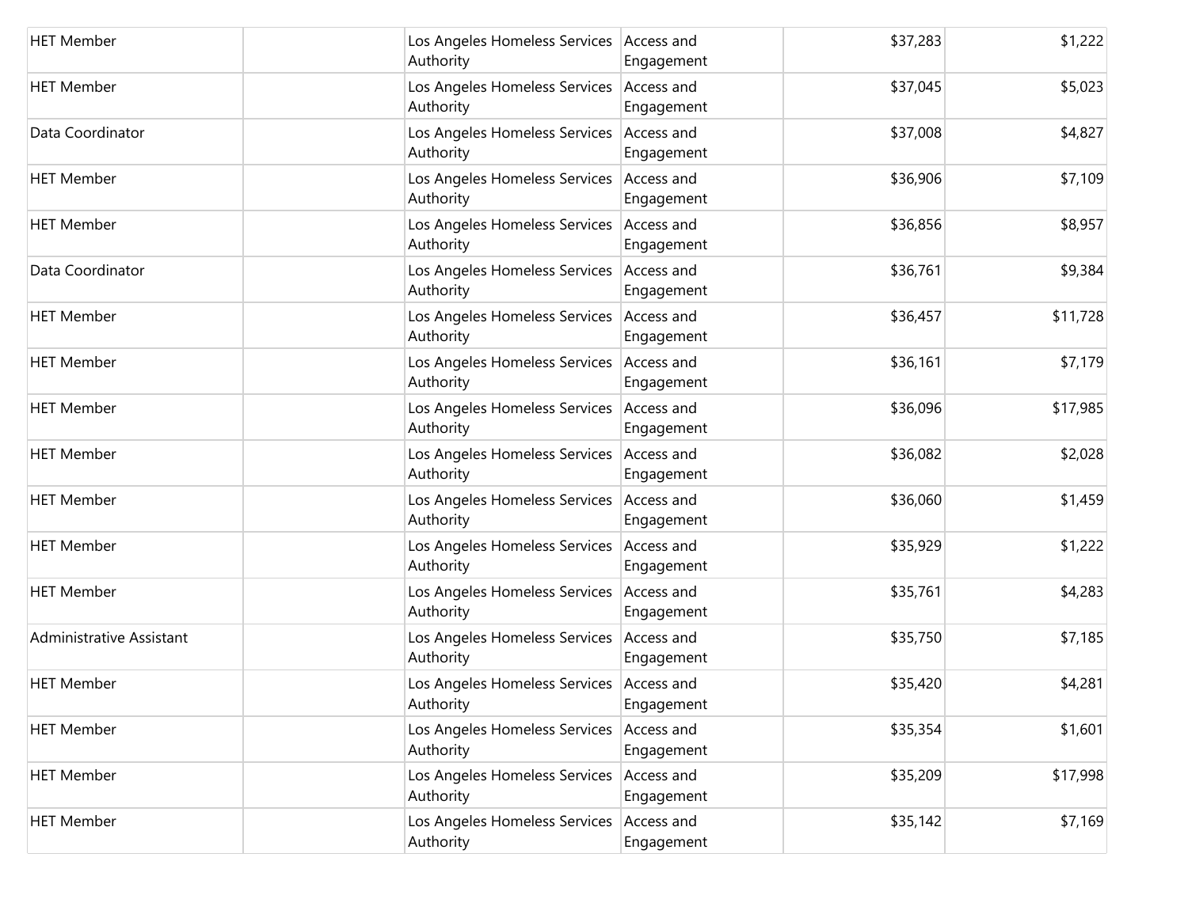| | | | | | |
|---|---|---|---|---|---|
| HET Member | | Los Angeles Homeless Services Authority | Access and Engagement | $37,283 | $1,222 |
| HET Member | | Los Angeles Homeless Services Authority | Access and Engagement | $37,045 | $5,023 |
| Data Coordinator | | Los Angeles Homeless Services Authority | Access and Engagement | $37,008 | $4,827 |
| HET Member | | Los Angeles Homeless Services Authority | Access and Engagement | $36,906 | $7,109 |
| HET Member | | Los Angeles Homeless Services Authority | Access and Engagement | $36,856 | $8,957 |
| Data Coordinator | | Los Angeles Homeless Services Authority | Access and Engagement | $36,761 | $9,384 |
| HET Member | | Los Angeles Homeless Services Authority | Access and Engagement | $36,457 | $11,728 |
| HET Member | | Los Angeles Homeless Services Authority | Access and Engagement | $36,161 | $7,179 |
| HET Member | | Los Angeles Homeless Services Authority | Access and Engagement | $36,096 | $17,985 |
| HET Member | | Los Angeles Homeless Services Authority | Access and Engagement | $36,082 | $2,028 |
| HET Member | | Los Angeles Homeless Services Authority | Access and Engagement | $36,060 | $1,459 |
| HET Member | | Los Angeles Homeless Services Authority | Access and Engagement | $35,929 | $1,222 |
| HET Member | | Los Angeles Homeless Services Authority | Access and Engagement | $35,761 | $4,283 |
| Administrative Assistant | | Los Angeles Homeless Services Authority | Access and Engagement | $35,750 | $7,185 |
| HET Member | | Los Angeles Homeless Services Authority | Access and Engagement | $35,420 | $4,281 |
| HET Member | | Los Angeles Homeless Services Authority | Access and Engagement | $35,354 | $1,601 |
| HET Member | | Los Angeles Homeless Services Authority | Access and Engagement | $35,209 | $17,998 |
| HET Member | | Los Angeles Homeless Services Authority | Access and Engagement | $35,142 | $7,169 |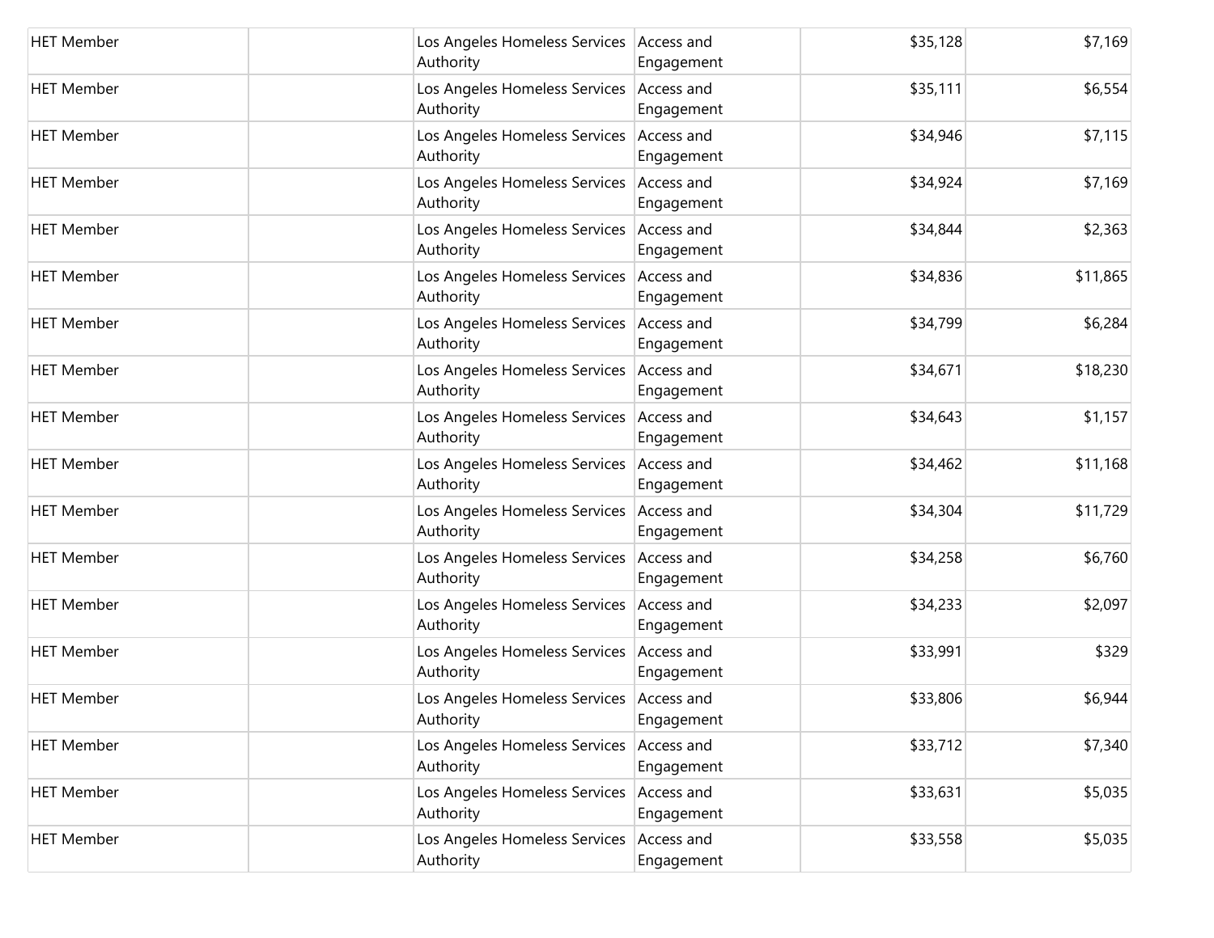| | | | | | |
|---|---|---|---|---|---|
| HET Member | | Los Angeles Homeless Services Authority | Access and Engagement | $35,128 | $7,169 |
| HET Member | | Los Angeles Homeless Services Authority | Access and Engagement | $35,111 | $6,554 |
| HET Member | | Los Angeles Homeless Services Authority | Access and Engagement | $34,946 | $7,115 |
| HET Member | | Los Angeles Homeless Services Authority | Access and Engagement | $34,924 | $7,169 |
| HET Member | | Los Angeles Homeless Services Authority | Access and Engagement | $34,844 | $2,363 |
| HET Member | | Los Angeles Homeless Services Authority | Access and Engagement | $34,836 | $11,865 |
| HET Member | | Los Angeles Homeless Services Authority | Access and Engagement | $34,799 | $6,284 |
| HET Member | | Los Angeles Homeless Services Authority | Access and Engagement | $34,671 | $18,230 |
| HET Member | | Los Angeles Homeless Services Authority | Access and Engagement | $34,643 | $1,157 |
| HET Member | | Los Angeles Homeless Services Authority | Access and Engagement | $34,462 | $11,168 |
| HET Member | | Los Angeles Homeless Services Authority | Access and Engagement | $34,304 | $11,729 |
| HET Member | | Los Angeles Homeless Services Authority | Access and Engagement | $34,258 | $6,760 |
| HET Member | | Los Angeles Homeless Services Authority | Access and Engagement | $34,233 | $2,097 |
| HET Member | | Los Angeles Homeless Services Authority | Access and Engagement | $33,991 | $329 |
| HET Member | | Los Angeles Homeless Services Authority | Access and Engagement | $33,806 | $6,944 |
| HET Member | | Los Angeles Homeless Services Authority | Access and Engagement | $33,712 | $7,340 |
| HET Member | | Los Angeles Homeless Services Authority | Access and Engagement | $33,631 | $5,035 |
| HET Member | | Los Angeles Homeless Services Authority | Access and Engagement | $33,558 | $5,035 |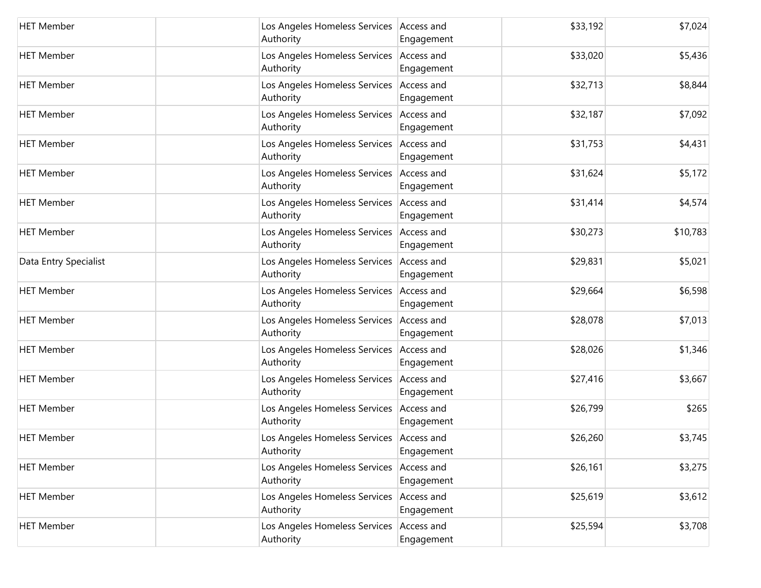| | | | | | |
|---|---|---|---|---|---|
| HET Member | | Los Angeles Homeless Services Authority | Access and Engagement | $33,192 | $7,024 |
| HET Member | | Los Angeles Homeless Services Authority | Access and Engagement | $33,020 | $5,436 |
| HET Member | | Los Angeles Homeless Services Authority | Access and Engagement | $32,713 | $8,844 |
| HET Member | | Los Angeles Homeless Services Authority | Access and Engagement | $32,187 | $7,092 |
| HET Member | | Los Angeles Homeless Services Authority | Access and Engagement | $31,753 | $4,431 |
| HET Member | | Los Angeles Homeless Services Authority | Access and Engagement | $31,624 | $5,172 |
| HET Member | | Los Angeles Homeless Services Authority | Access and Engagement | $31,414 | $4,574 |
| HET Member | | Los Angeles Homeless Services Authority | Access and Engagement | $30,273 | $10,783 |
| Data Entry Specialist | | Los Angeles Homeless Services Authority | Access and Engagement | $29,831 | $5,021 |
| HET Member | | Los Angeles Homeless Services Authority | Access and Engagement | $29,664 | $6,598 |
| HET Member | | Los Angeles Homeless Services Authority | Access and Engagement | $28,078 | $7,013 |
| HET Member | | Los Angeles Homeless Services Authority | Access and Engagement | $28,026 | $1,346 |
| HET Member | | Los Angeles Homeless Services Authority | Access and Engagement | $27,416 | $3,667 |
| HET Member | | Los Angeles Homeless Services Authority | Access and Engagement | $26,799 | $265 |
| HET Member | | Los Angeles Homeless Services Authority | Access and Engagement | $26,260 | $3,745 |
| HET Member | | Los Angeles Homeless Services Authority | Access and Engagement | $26,161 | $3,275 |
| HET Member | | Los Angeles Homeless Services Authority | Access and Engagement | $25,619 | $3,612 |
| HET Member | | Los Angeles Homeless Services Authority | Access and Engagement | $25,594 | $3,708 |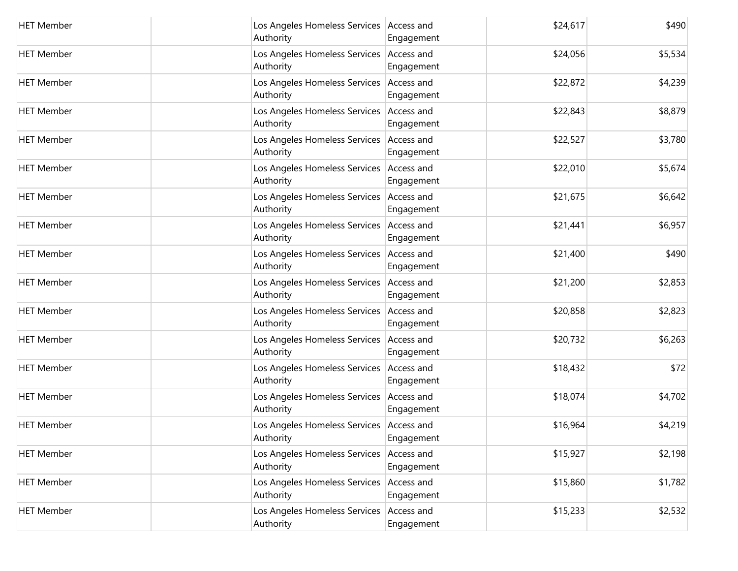| | | | | | |
|---|---|---|---|---|---|
| HET Member | | Los Angeles Homeless Services Authority | Access and Engagement | $24,617 | $490 |
| HET Member | | Los Angeles Homeless Services Authority | Access and Engagement | $24,056 | $5,534 |
| HET Member | | Los Angeles Homeless Services Authority | Access and Engagement | $22,872 | $4,239 |
| HET Member | | Los Angeles Homeless Services Authority | Access and Engagement | $22,843 | $8,879 |
| HET Member | | Los Angeles Homeless Services Authority | Access and Engagement | $22,527 | $3,780 |
| HET Member | | Los Angeles Homeless Services Authority | Access and Engagement | $22,010 | $5,674 |
| HET Member | | Los Angeles Homeless Services Authority | Access and Engagement | $21,675 | $6,642 |
| HET Member | | Los Angeles Homeless Services Authority | Access and Engagement | $21,441 | $6,957 |
| HET Member | | Los Angeles Homeless Services Authority | Access and Engagement | $21,400 | $490 |
| HET Member | | Los Angeles Homeless Services Authority | Access and Engagement | $21,200 | $2,853 |
| HET Member | | Los Angeles Homeless Services Authority | Access and Engagement | $20,858 | $2,823 |
| HET Member | | Los Angeles Homeless Services Authority | Access and Engagement | $20,732 | $6,263 |
| HET Member | | Los Angeles Homeless Services Authority | Access and Engagement | $18,432 | $72 |
| HET Member | | Los Angeles Homeless Services Authority | Access and Engagement | $18,074 | $4,702 |
| HET Member | | Los Angeles Homeless Services Authority | Access and Engagement | $16,964 | $4,219 |
| HET Member | | Los Angeles Homeless Services Authority | Access and Engagement | $15,927 | $2,198 |
| HET Member | | Los Angeles Homeless Services Authority | Access and Engagement | $15,860 | $1,782 |
| HET Member | | Los Angeles Homeless Services Authority | Access and Engagement | $15,233 | $2,532 |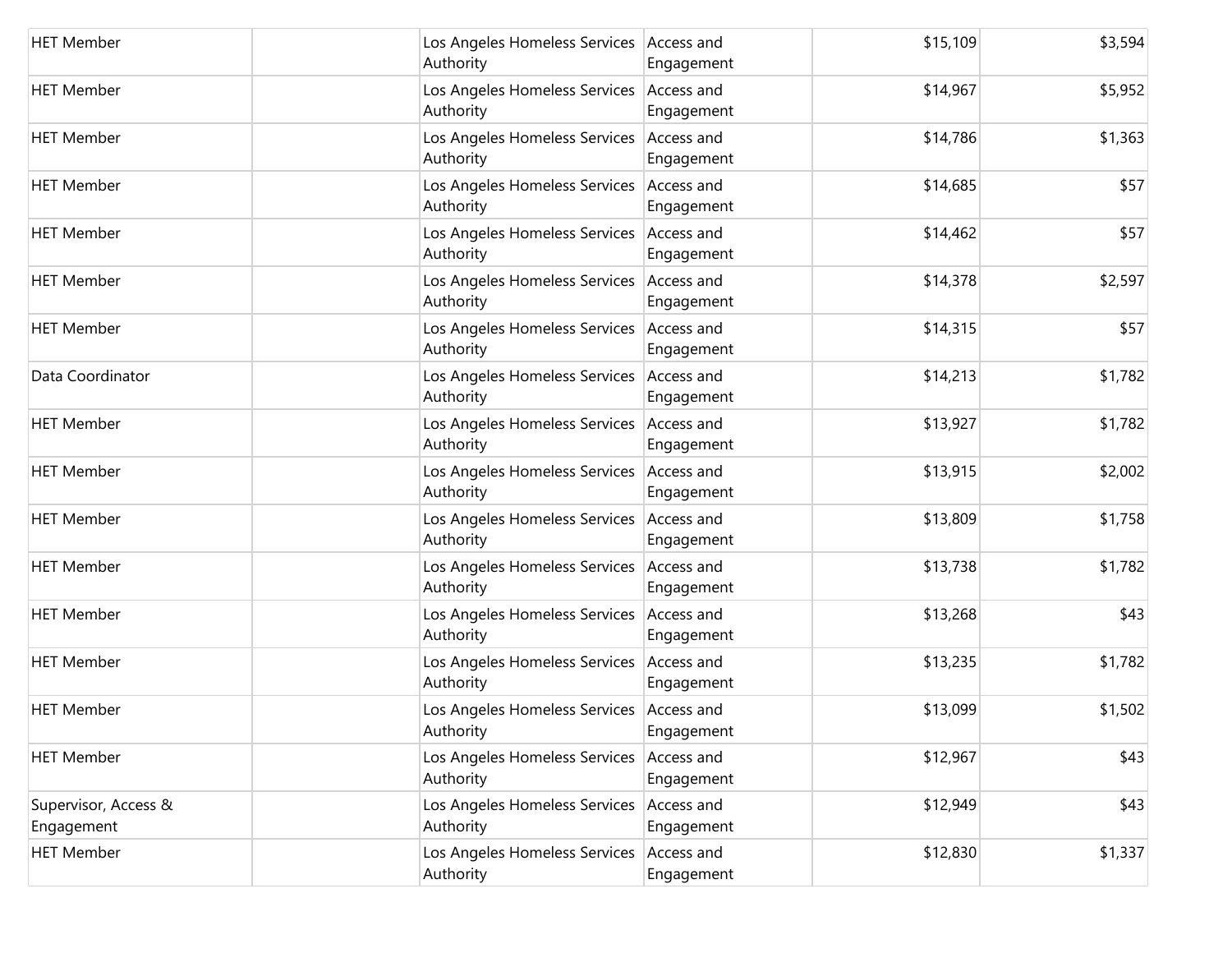| | | | | | |
|---|---|---|---|---|---|
| HET Member | | Los Angeles Homeless Services Authority | Access and Engagement | $15,109 | $3,594 |
| HET Member | | Los Angeles Homeless Services Authority | Access and Engagement | $14,967 | $5,952 |
| HET Member | | Los Angeles Homeless Services Authority | Access and Engagement | $14,786 | $1,363 |
| HET Member | | Los Angeles Homeless Services Authority | Access and Engagement | $14,685 | $57 |
| HET Member | | Los Angeles Homeless Services Authority | Access and Engagement | $14,462 | $57 |
| HET Member | | Los Angeles Homeless Services Authority | Access and Engagement | $14,378 | $2,597 |
| HET Member | | Los Angeles Homeless Services Authority | Access and Engagement | $14,315 | $57 |
| Data Coordinator | | Los Angeles Homeless Services Authority | Access and Engagement | $14,213 | $1,782 |
| HET Member | | Los Angeles Homeless Services Authority | Access and Engagement | $13,927 | $1,782 |
| HET Member | | Los Angeles Homeless Services Authority | Access and Engagement | $13,915 | $2,002 |
| HET Member | | Los Angeles Homeless Services Authority | Access and Engagement | $13,809 | $1,758 |
| HET Member | | Los Angeles Homeless Services Authority | Access and Engagement | $13,738 | $1,782 |
| HET Member | | Los Angeles Homeless Services Authority | Access and Engagement | $13,268 | $43 |
| HET Member | | Los Angeles Homeless Services Authority | Access and Engagement | $13,235 | $1,782 |
| HET Member | | Los Angeles Homeless Services Authority | Access and Engagement | $13,099 | $1,502 |
| HET Member | | Los Angeles Homeless Services Authority | Access and Engagement | $12,967 | $43 |
| Supervisor, Access & Engagement | | Los Angeles Homeless Services Authority | Access and Engagement | $12,949 | $43 |
| HET Member | | Los Angeles Homeless Services Authority | Access and Engagement | $12,830 | $1,337 |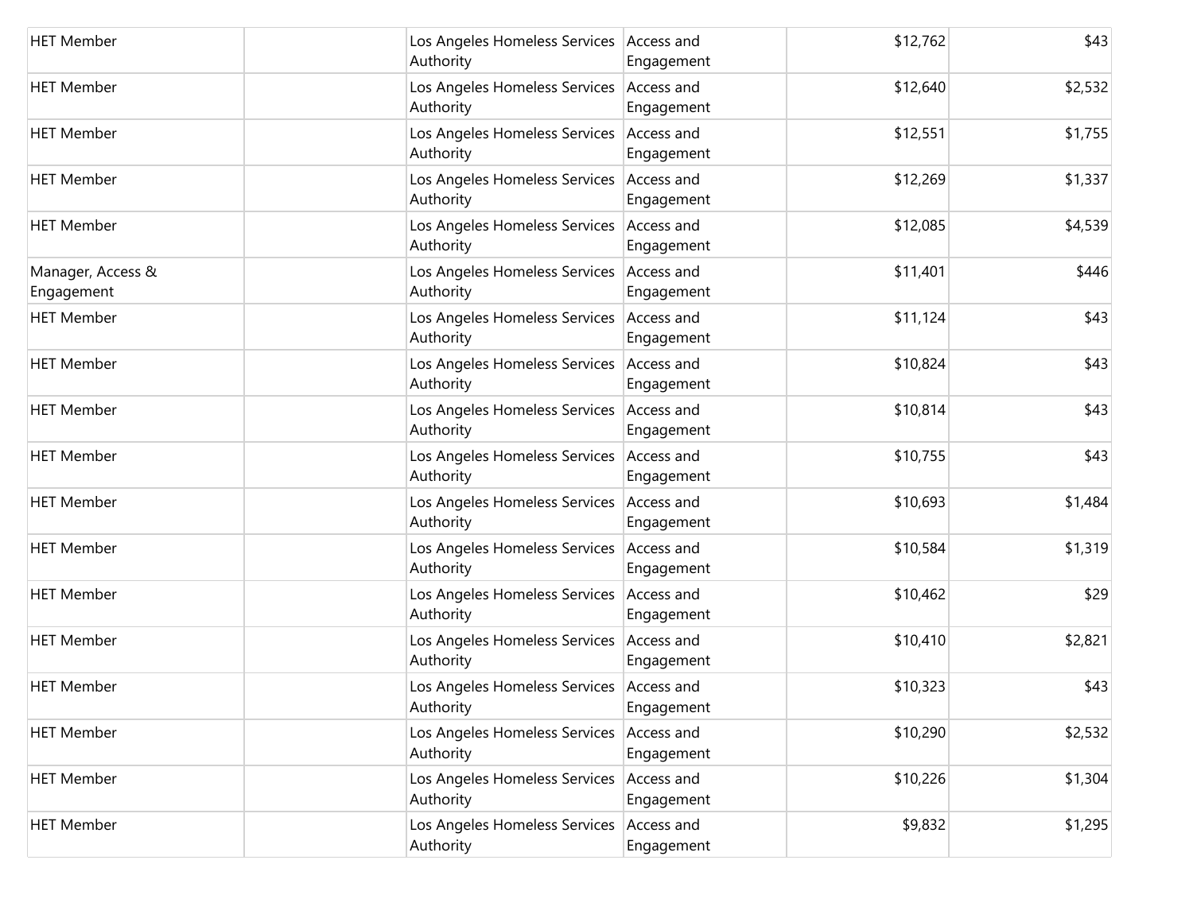| | | | | | |
|---|---|---|---|---|---|
| HET Member | | Los Angeles Homeless Services Authority | Access and Engagement | $12,762 | $43 |
| HET Member | | Los Angeles Homeless Services Authority | Access and Engagement | $12,640 | $2,532 |
| HET Member | | Los Angeles Homeless Services Authority | Access and Engagement | $12,551 | $1,755 |
| HET Member | | Los Angeles Homeless Services Authority | Access and Engagement | $12,269 | $1,337 |
| HET Member | | Los Angeles Homeless Services Authority | Access and Engagement | $12,085 | $4,539 |
| Manager, Access & Engagement | | Los Angeles Homeless Services Authority | Access and Engagement | $11,401 | $446 |
| HET Member | | Los Angeles Homeless Services Authority | Access and Engagement | $11,124 | $43 |
| HET Member | | Los Angeles Homeless Services Authority | Access and Engagement | $10,824 | $43 |
| HET Member | | Los Angeles Homeless Services Authority | Access and Engagement | $10,814 | $43 |
| HET Member | | Los Angeles Homeless Services Authority | Access and Engagement | $10,755 | $43 |
| HET Member | | Los Angeles Homeless Services Authority | Access and Engagement | $10,693 | $1,484 |
| HET Member | | Los Angeles Homeless Services Authority | Access and Engagement | $10,584 | $1,319 |
| HET Member | | Los Angeles Homeless Services Authority | Access and Engagement | $10,462 | $29 |
| HET Member | | Los Angeles Homeless Services Authority | Access and Engagement | $10,410 | $2,821 |
| HET Member | | Los Angeles Homeless Services Authority | Access and Engagement | $10,323 | $43 |
| HET Member | | Los Angeles Homeless Services Authority | Access and Engagement | $10,290 | $2,532 |
| HET Member | | Los Angeles Homeless Services Authority | Access and Engagement | $10,226 | $1,304 |
| HET Member | | Los Angeles Homeless Services Authority | Access and Engagement | $9,832 | $1,295 |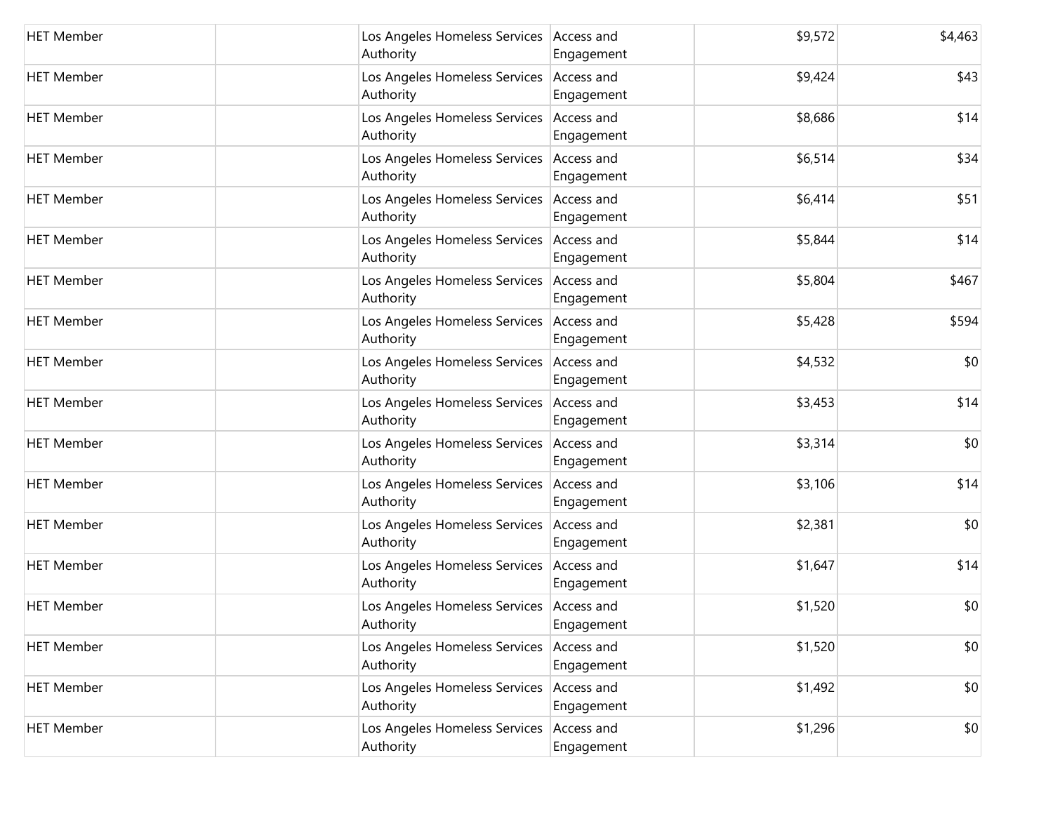| | | | | | |
|---|---|---|---|---|---|
| HET Member | | Los Angeles Homeless Services Authority | Access and Engagement | $9,572 | $4,463 |
| HET Member | | Los Angeles Homeless Services Authority | Access and Engagement | $9,424 | $43 |
| HET Member | | Los Angeles Homeless Services Authority | Access and Engagement | $8,686 | $14 |
| HET Member | | Los Angeles Homeless Services Authority | Access and Engagement | $6,514 | $34 |
| HET Member | | Los Angeles Homeless Services Authority | Access and Engagement | $6,414 | $51 |
| HET Member | | Los Angeles Homeless Services Authority | Access and Engagement | $5,844 | $14 |
| HET Member | | Los Angeles Homeless Services Authority | Access and Engagement | $5,804 | $467 |
| HET Member | | Los Angeles Homeless Services Authority | Access and Engagement | $5,428 | $594 |
| HET Member | | Los Angeles Homeless Services Authority | Access and Engagement | $4,532 | $0 |
| HET Member | | Los Angeles Homeless Services Authority | Access and Engagement | $3,453 | $14 |
| HET Member | | Los Angeles Homeless Services Authority | Access and Engagement | $3,314 | $0 |
| HET Member | | Los Angeles Homeless Services Authority | Access and Engagement | $3,106 | $14 |
| HET Member | | Los Angeles Homeless Services Authority | Access and Engagement | $2,381 | $0 |
| HET Member | | Los Angeles Homeless Services Authority | Access and Engagement | $1,647 | $14 |
| HET Member | | Los Angeles Homeless Services Authority | Access and Engagement | $1,520 | $0 |
| HET Member | | Los Angeles Homeless Services Authority | Access and Engagement | $1,520 | $0 |
| HET Member | | Los Angeles Homeless Services Authority | Access and Engagement | $1,492 | $0 |
| HET Member | | Los Angeles Homeless Services Authority | Access and Engagement | $1,296 | $0 |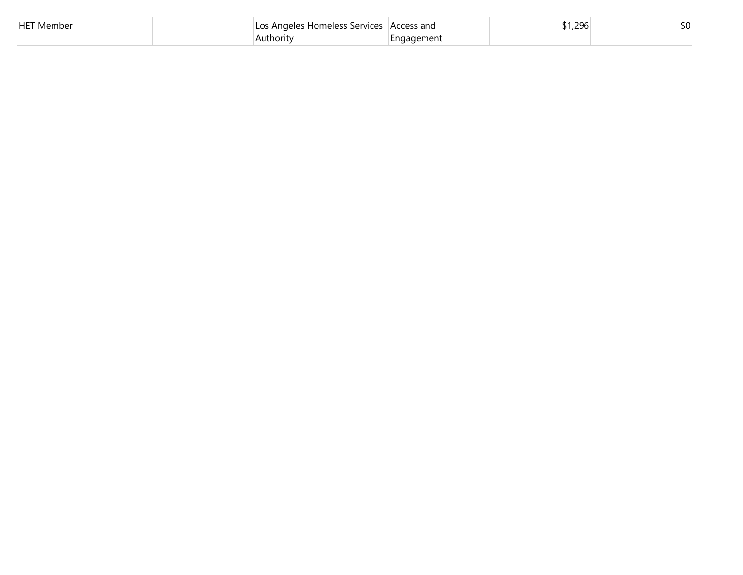| | | | | | |
|---|---|---|---|---|---|
| HET Member | | Los Angeles Homeless Services Authority | Access and Engagement | $1,296 | $0 |